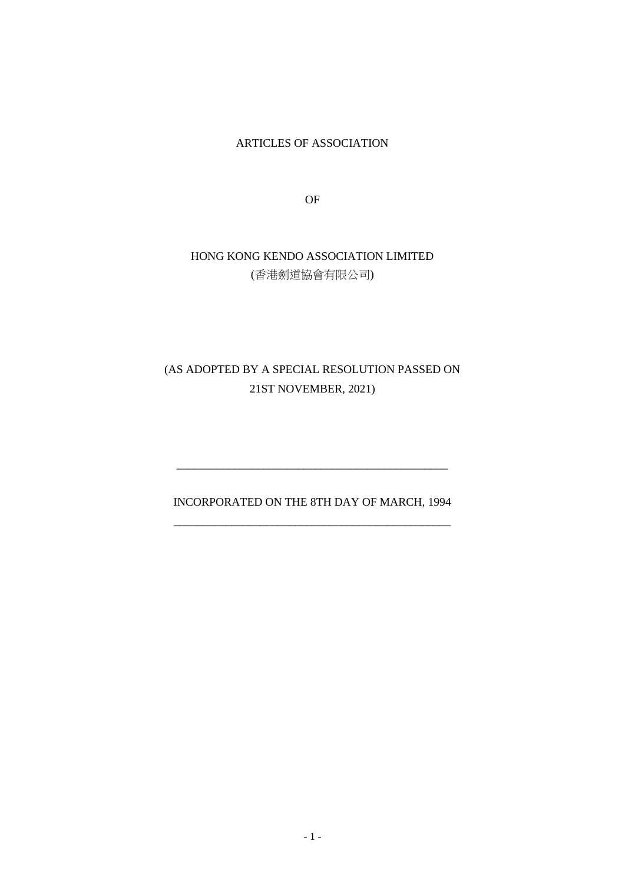# ARTICLES OF ASSOCIATION

OF

HONG KONG KENDO ASSOCIATION LIMITED
(香港劍道協會有限公司)

(AS ADOPTED BY A SPECIAL RESOLUTION PASSED ON 21ST NOVEMBER, 2021)

---

INCORPORATED ON THE 8TH DAY OF MARCH, 1994

---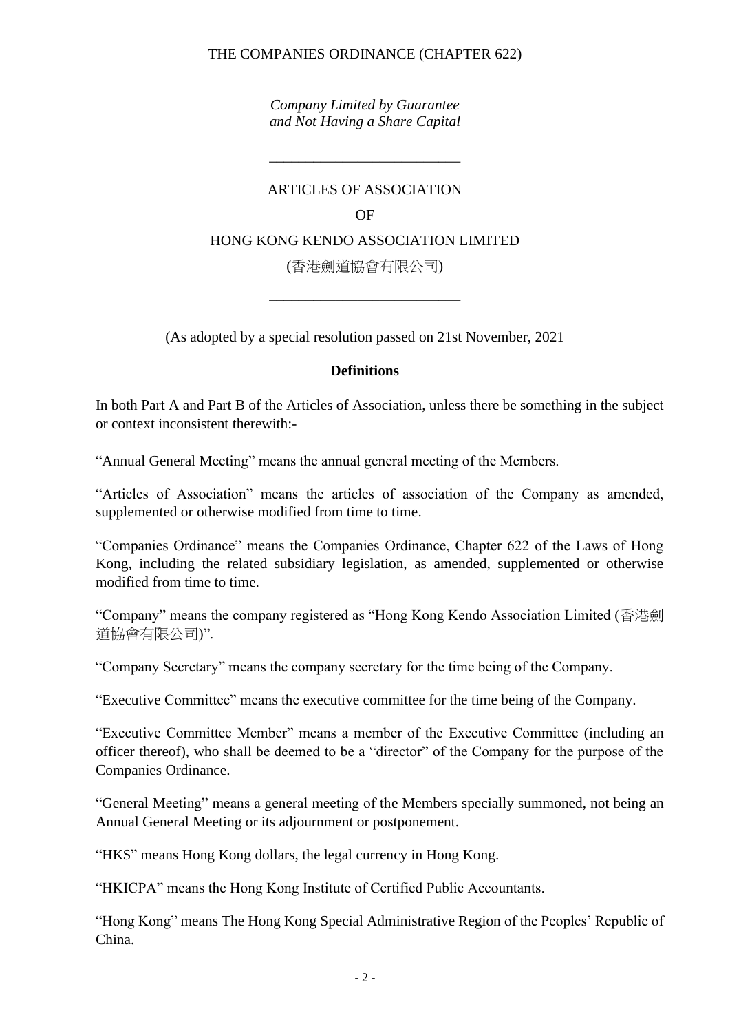THE COMPANIES ORDINANCE (CHAPTER 622)

---

*Company Limited by Guarantee and Not Having a Share Capital*

---

ARTICLES OF ASSOCIATION

OF

HONG KONG KENDO ASSOCIATION LIMITED

(香港劍道協會有限公司)

---

(As adopted by a special resolution passed on 21st November, 2021

## Definitions

In both Part A and Part B of the Articles of Association, unless there be something in the subject or context inconsistent therewith:-

"Annual General Meeting" means the annual general meeting of the Members.

"Articles of Association" means the articles of association of the Company as amended, supplemented or otherwise modified from time to time.

"Companies Ordinance" means the Companies Ordinance, Chapter 622 of the Laws of Hong Kong, including the related subsidiary legislation, as amended, supplemented or otherwise modified from time to time.

"Company" means the company registered as "Hong Kong Kendo Association Limited (香港劍道協會有限公司)".

"Company Secretary" means the company secretary for the time being of the Company.

"Executive Committee" means the executive committee for the time being of the Company.

"Executive Committee Member" means a member of the Executive Committee (including an officer thereof), who shall be deemed to be a "director" of the Company for the purpose of the Companies Ordinance.

"General Meeting" means a general meeting of the Members specially summoned, not being an Annual General Meeting or its adjournment or postponement.

"HK$" means Hong Kong dollars, the legal currency in Hong Kong.

"HKICPA" means the Hong Kong Institute of Certified Public Accountants.

"Hong Kong" means The Hong Kong Special Administrative Region of the Peoples' Republic of China.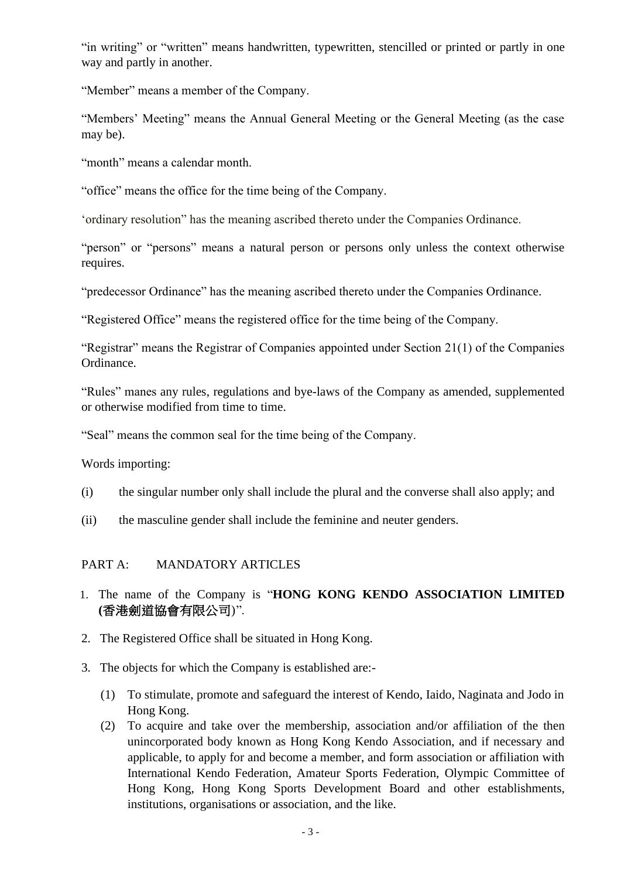"in writing" or "written" means handwritten, typewritten, stencilled or printed or partly in one way and partly in another.

"Member" means a member of the Company.

"Members' Meeting" means the Annual General Meeting or the General Meeting (as the case may be).

"month" means a calendar month.

"office" means the office for the time being of the Company.

'ordinary resolution" has the meaning ascribed thereto under the Companies Ordinance.

"person" or "persons" means a natural person or persons only unless the context otherwise requires.

"predecessor Ordinance" has the meaning ascribed thereto under the Companies Ordinance.

"Registered Office" means the registered office for the time being of the Company.

"Registrar" means the Registrar of Companies appointed under Section 21(1) of the Companies Ordinance.

"Rules" manes any rules, regulations and bye-laws of the Company as amended, supplemented or otherwise modified from time to time.

"Seal" means the common seal for the time being of the Company.

Words importing:

(i) the singular number only shall include the plural and the converse shall also apply; and

(ii) the masculine gender shall include the feminine and neuter genders.

## PART A: MANDATORY ARTICLES

1. The name of the Company is "**HONG KONG KENDO ASSOCIATION LIMITED (香港劍道協會有限公司)**".

2. The Registered Office shall be situated in Hong Kong.

3. The objects for which the Company is established are:-

   (1) To stimulate, promote and safeguard the interest of Kendo, Iaido, Naginata and Jodo in Hong Kong.

   (2) To acquire and take over the membership, association and/or affiliation of the then unincorporated body known as Hong Kong Kendo Association, and if necessary and applicable, to apply for and become a member, and form association or affiliation with International Kendo Federation, Amateur Sports Federation, Olympic Committee of Hong Kong, Hong Kong Sports Development Board and other establishments, institutions, organisations or association, and the like.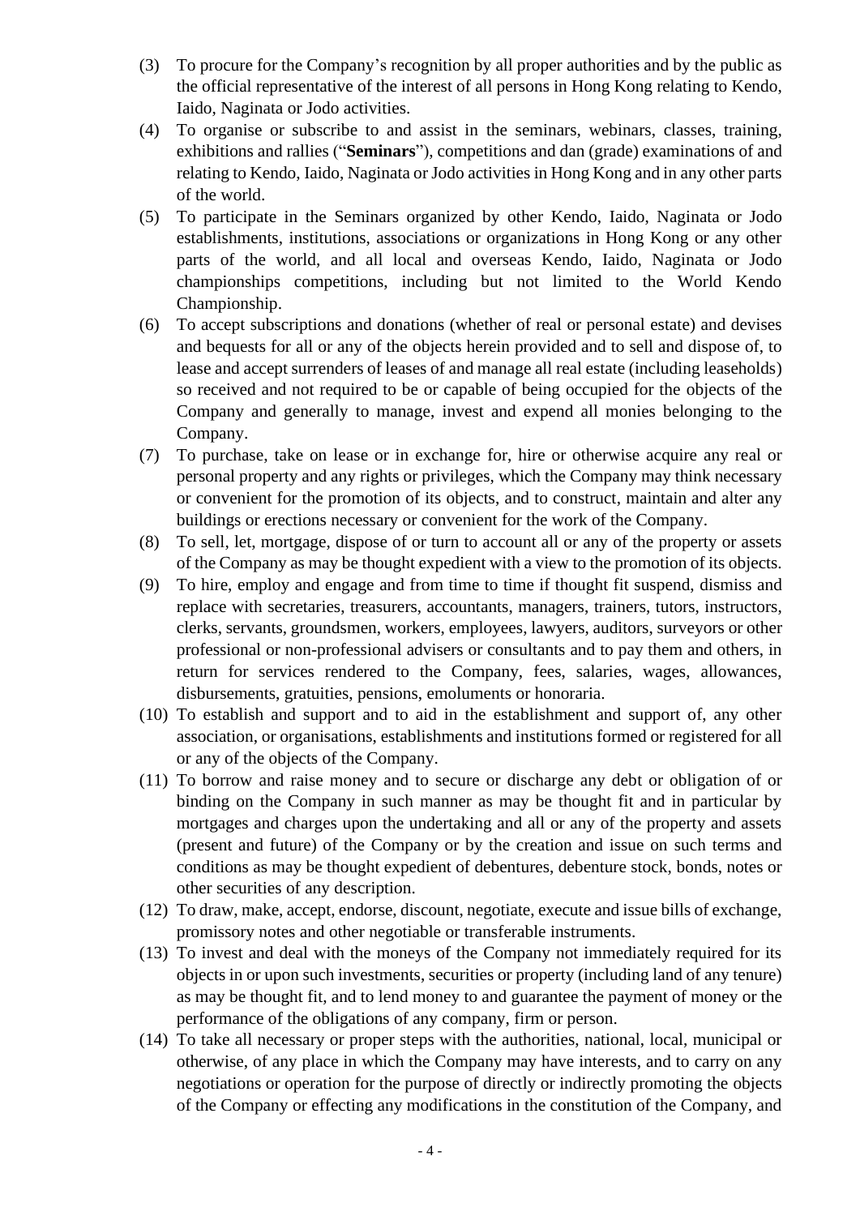(3) To procure for the Company's recognition by all proper authorities and by the public as the official representative of the interest of all persons in Hong Kong relating to Kendo, Iaido, Naginata or Jodo activities.

(4) To organise or subscribe to and assist in the seminars, webinars, classes, training, exhibitions and rallies ("**Seminars**"), competitions and dan (grade) examinations of and relating to Kendo, Iaido, Naginata or Jodo activities in Hong Kong and in any other parts of the world.

(5) To participate in the Seminars organized by other Kendo, Iaido, Naginata or Jodo establishments, institutions, associations or organizations in Hong Kong or any other parts of the world, and all local and overseas Kendo, Iaido, Naginata or Jodo championships competitions, including but not limited to the World Kendo Championship.

(6) To accept subscriptions and donations (whether of real or personal estate) and devises and bequests for all or any of the objects herein provided and to sell and dispose of, to lease and accept surrenders of leases of and manage all real estate (including leaseholds) so received and not required to be or capable of being occupied for the objects of the Company and generally to manage, invest and expend all monies belonging to the Company.

(7) To purchase, take on lease or in exchange for, hire or otherwise acquire any real or personal property and any rights or privileges, which the Company may think necessary or convenient for the promotion of its objects, and to construct, maintain and alter any buildings or erections necessary or convenient for the work of the Company.

(8) To sell, let, mortgage, dispose of or turn to account all or any of the property or assets of the Company as may be thought expedient with a view to the promotion of its objects.

(9) To hire, employ and engage and from time to time if thought fit suspend, dismiss and replace with secretaries, treasurers, accountants, managers, trainers, tutors, instructors, clerks, servants, groundsmen, workers, employees, lawyers, auditors, surveyors or other professional or non-professional advisers or consultants and to pay them and others, in return for services rendered to the Company, fees, salaries, wages, allowances, disbursements, gratuities, pensions, emoluments or honoraria.

(10) To establish and support and to aid in the establishment and support of, any other association, or organisations, establishments and institutions formed or registered for all or any of the objects of the Company.

(11) To borrow and raise money and to secure or discharge any debt or obligation of or binding on the Company in such manner as may be thought fit and in particular by mortgages and charges upon the undertaking and all or any of the property and assets (present and future) of the Company or by the creation and issue on such terms and conditions as may be thought expedient of debentures, debenture stock, bonds, notes or other securities of any description.

(12) To draw, make, accept, endorse, discount, negotiate, execute and issue bills of exchange, promissory notes and other negotiable or transferable instruments.

(13) To invest and deal with the moneys of the Company not immediately required for its objects in or upon such investments, securities or property (including land of any tenure) as may be thought fit, and to lend money to and guarantee the payment of money or the performance of the obligations of any company, firm or person.

(14) To take all necessary or proper steps with the authorities, national, local, municipal or otherwise, of any place in which the Company may have interests, and to carry on any negotiations or operation for the purpose of directly or indirectly promoting the objects of the Company or effecting any modifications in the constitution of the Company, and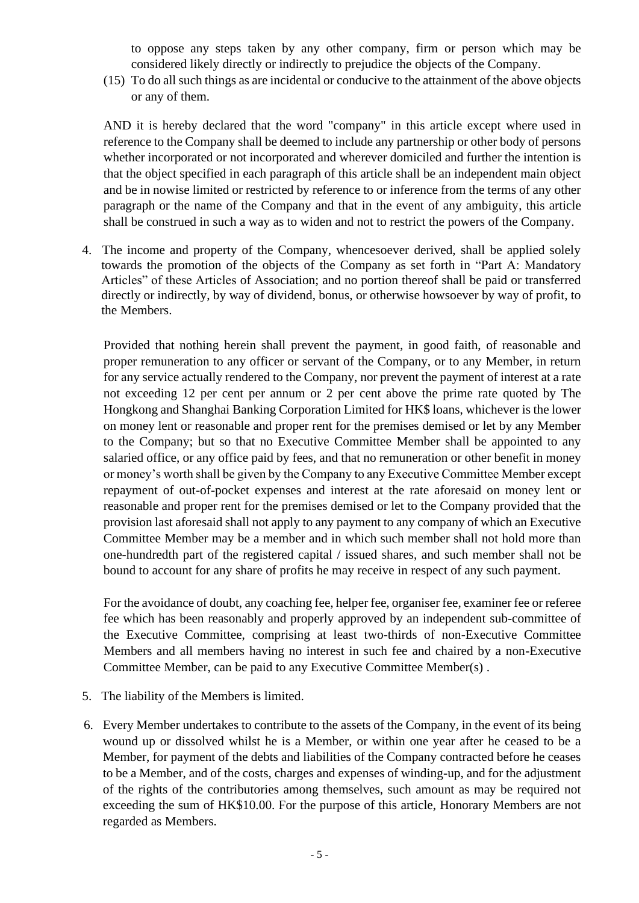to oppose any steps taken by any other company, firm or person which may be considered likely directly or indirectly to prejudice the objects of the Company.

(15) To do all such things as are incidental or conducive to the attainment of the above objects or any of them.

AND it is hereby declared that the word "company" in this article except where used in reference to the Company shall be deemed to include any partnership or other body of persons whether incorporated or not incorporated and wherever domiciled and further the intention is that the object specified in each paragraph of this article shall be an independent main object and be in nowise limited or restricted by reference to or inference from the terms of any other paragraph or the name of the Company and that in the event of any ambiguity, this article shall be construed in such a way as to widen and not to restrict the powers of the Company.

4. The income and property of the Company, whencesoever derived, shall be applied solely towards the promotion of the objects of the Company as set forth in "Part A: Mandatory Articles" of these Articles of Association; and no portion thereof shall be paid or transferred directly or indirectly, by way of dividend, bonus, or otherwise howsoever by way of profit, to the Members.

   Provided that nothing herein shall prevent the payment, in good faith, of reasonable and proper remuneration to any officer or servant of the Company, or to any Member, in return for any service actually rendered to the Company, nor prevent the payment of interest at a rate not exceeding 12 per cent per annum or 2 per cent above the prime rate quoted by The Hongkong and Shanghai Banking Corporation Limited for HK$ loans, whichever is the lower on money lent or reasonable and proper rent for the premises demised or let by any Member to the Company; but so that no Executive Committee Member shall be appointed to any salaried office, or any office paid by fees, and that no remuneration or other benefit in money or money's worth shall be given by the Company to any Executive Committee Member except repayment of out-of-pocket expenses and interest at the rate aforesaid on money lent or reasonable and proper rent for the premises demised or let to the Company provided that the provision last aforesaid shall not apply to any payment to any company of which an Executive Committee Member may be a member and in which such member shall not hold more than one-hundredth part of the registered capital / issued shares, and such member shall not be bound to account for any share of profits he may receive in respect of any such payment.

   For the avoidance of doubt, any coaching fee, helper fee, organiser fee, examiner fee or referee fee which has been reasonably and properly approved by an independent sub-committee of the Executive Committee, comprising at least two-thirds of non-Executive Committee Members and all members having no interest in such fee and chaired by a non-Executive Committee Member, can be paid to any Executive Committee Member(s) .

5. The liability of the Members is limited.

6. Every Member undertakes to contribute to the assets of the Company, in the event of its being wound up or dissolved whilst he is a Member, or within one year after he ceased to be a Member, for payment of the debts and liabilities of the Company contracted before he ceases to be a Member, and of the costs, charges and expenses of winding-up, and for the adjustment of the rights of the contributories among themselves, such amount as may be required not exceeding the sum of HK$10.00. For the purpose of this article, Honorary Members are not regarded as Members.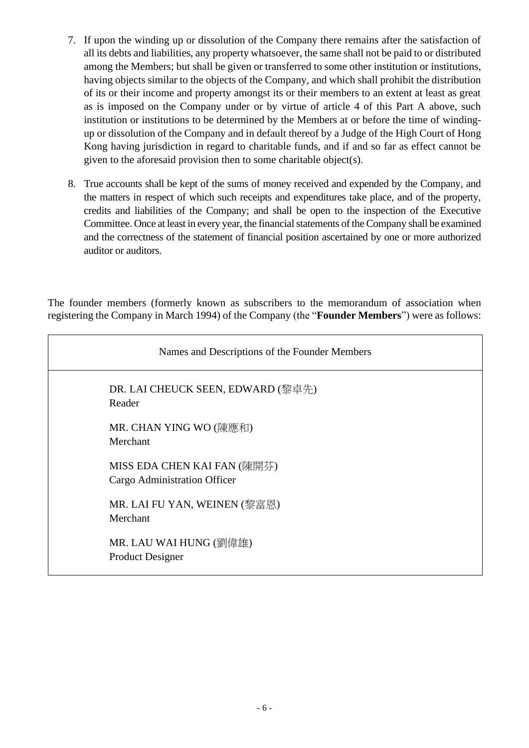7. If upon the winding up or dissolution of the Company there remains after the satisfaction of all its debts and liabilities, any property whatsoever, the same shall not be paid to or distributed among the Members; but shall be given or transferred to some other institution or institutions, having objects similar to the objects of the Company, and which shall prohibit the distribution of its or their income and property amongst its or their members to an extent at least as great as is imposed on the Company under or by virtue of article 4 of this Part A above, such institution or institutions to be determined by the Members at or before the time of winding-up or dissolution of the Company and in default thereof by a Judge of the High Court of Hong Kong having jurisdiction in regard to charitable funds, and if and so far as effect cannot be given to the aforesaid provision then to some charitable object(s).

8. True accounts shall be kept of the sums of money received and expended by the Company, and the matters in respect of which such receipts and expenditures take place, and of the property, credits and liabilities of the Company; and shall be open to the inspection of the Executive Committee. Once at least in every year, the financial statements of the Company shall be examined and the correctness of the statement of financial position ascertained by one or more authorized auditor or auditors.

The founder members (formerly known as subscribers to the memorandum of association when registering the Company in March 1994) of the Company (the "**Founder Members**") were as follows:

| Names and Descriptions of the Founder Members |
| --- |
| DR. LAI CHEUCK SEEN, EDWARD (黎卓先)<br>Reader<br><br>MR. CHAN YING WO (陳應和)<br>Merchant<br><br>MISS EDA CHEN KAI FAN (陳開芬)<br>Cargo Administration Officer<br><br>MR. LAI FU YAN, WEINEN (黎富恩)<br>Merchant<br><br>MR. LAU WAI HUNG (劉偉雄)<br>Product Designer |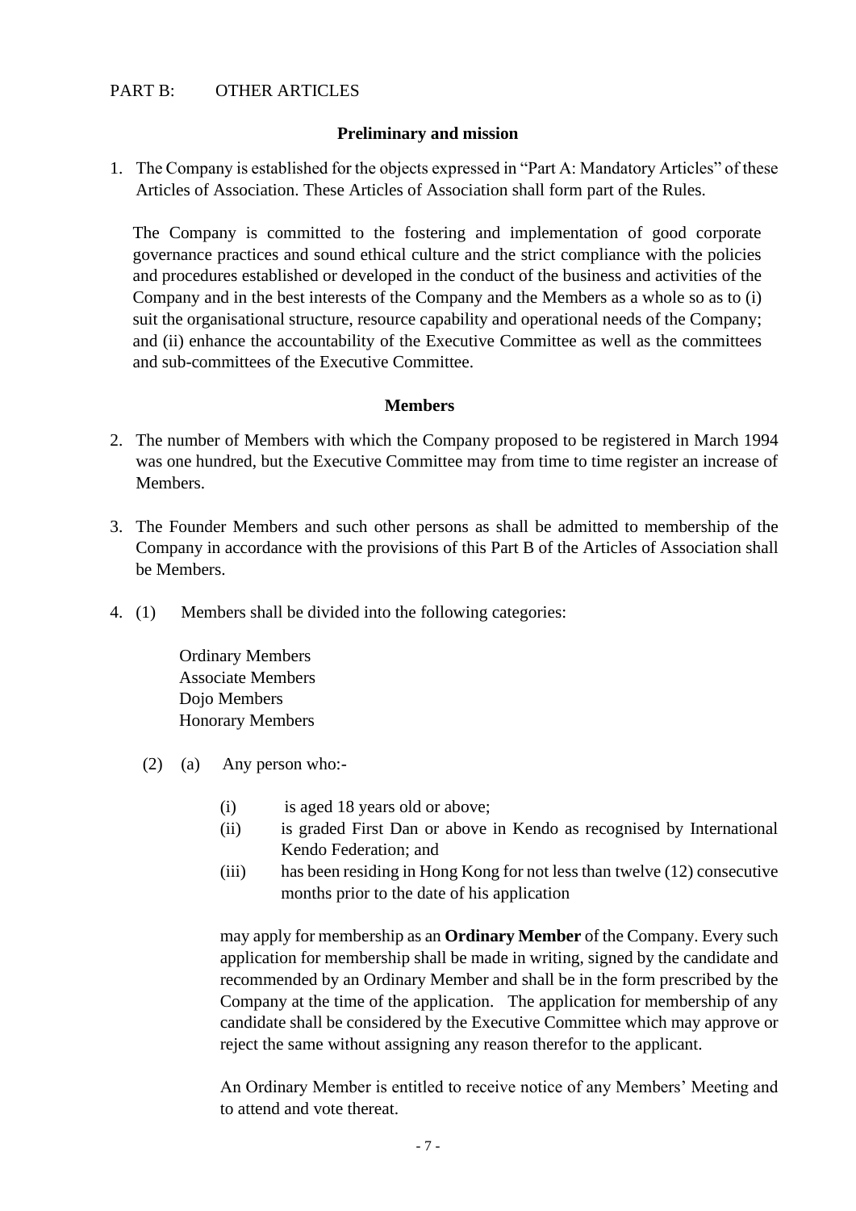PART B: OTHER ARTICLES

## Preliminary and mission

1. The Company is established for the objects expressed in "Part A: Mandatory Articles" of these Articles of Association. These Articles of Association shall form part of the Rules.

   The Company is committed to the fostering and implementation of good corporate governance practices and sound ethical culture and the strict compliance with the policies and procedures established or developed in the conduct of the business and activities of the Company and in the best interests of the Company and the Members as a whole so as to (i) suit the organisational structure, resource capability and operational needs of the Company; and (ii) enhance the accountability of the Executive Committee as well as the committees and sub-committees of the Executive Committee.

## Members

2. The number of Members with which the Company proposed to be registered in March 1994 was one hundred, but the Executive Committee may from time to time register an increase of Members.

3. The Founder Members and such other persons as shall be admitted to membership of the Company in accordance with the provisions of this Part B of the Articles of Association shall be Members.

4. (1) Members shall be divided into the following categories:

   Ordinary Members
   Associate Members
   Dojo Members
   Honorary Members

   (2) (a) Any person who:-

   (i) is aged 18 years old or above;
   (ii) is graded First Dan or above in Kendo as recognised by International Kendo Federation; and
   (iii) has been residing in Hong Kong for not less than twelve (12) consecutive months prior to the date of his application

   may apply for membership as an **Ordinary Member** of the Company. Every such application for membership shall be made in writing, signed by the candidate and recommended by an Ordinary Member and shall be in the form prescribed by the Company at the time of the application. The application for membership of any candidate shall be considered by the Executive Committee which may approve or reject the same without assigning any reason therefor to the applicant.

   An Ordinary Member is entitled to receive notice of any Members' Meeting and to attend and vote thereat.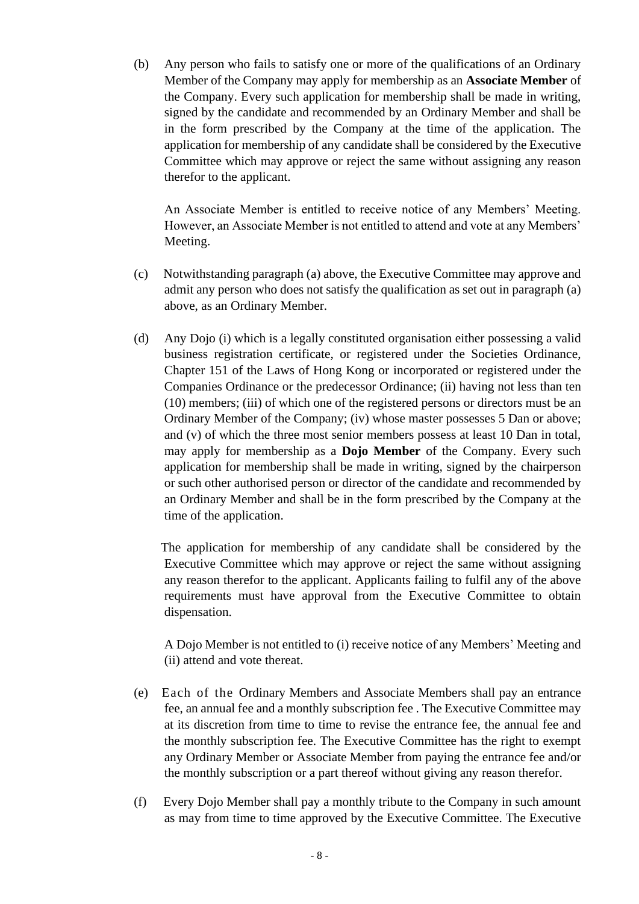(b) Any person who fails to satisfy one or more of the qualifications of an Ordinary Member of the Company may apply for membership as an **Associate Member** of the Company. Every such application for membership shall be made in writing, signed by the candidate and recommended by an Ordinary Member and shall be in the form prescribed by the Company at the time of the application. The application for membership of any candidate shall be considered by the Executive Committee which may approve or reject the same without assigning any reason therefor to the applicant.

An Associate Member is entitled to receive notice of any Members' Meeting. However, an Associate Member is not entitled to attend and vote at any Members' Meeting.

(c) Notwithstanding paragraph (a) above, the Executive Committee may approve and admit any person who does not satisfy the qualification as set out in paragraph (a) above, as an Ordinary Member.

(d) Any Dojo (i) which is a legally constituted organisation either possessing a valid business registration certificate, or registered under the Societies Ordinance, Chapter 151 of the Laws of Hong Kong or incorporated or registered under the Companies Ordinance or the predecessor Ordinance; (ii) having not less than ten (10) members; (iii) of which one of the registered persons or directors must be an Ordinary Member of the Company; (iv) whose master possesses 5 Dan or above; and (v) of which the three most senior members possess at least 10 Dan in total, may apply for membership as a **Dojo Member** of the Company. Every such application for membership shall be made in writing, signed by the chairperson or such other authorised person or director of the candidate and recommended by an Ordinary Member and shall be in the form prescribed by the Company at the time of the application.

The application for membership of any candidate shall be considered by the Executive Committee which may approve or reject the same without assigning any reason therefor to the applicant. Applicants failing to fulfil any of the above requirements must have approval from the Executive Committee to obtain dispensation.

A Dojo Member is not entitled to (i) receive notice of any Members' Meeting and (ii) attend and vote thereat.

(e) Each of the Ordinary Members and Associate Members shall pay an entrance fee, an annual fee and a monthly subscription fee . The Executive Committee may at its discretion from time to time to revise the entrance fee, the annual fee and the monthly subscription fee. The Executive Committee has the right to exempt any Ordinary Member or Associate Member from paying the entrance fee and/or the monthly subscription or a part thereof without giving any reason therefor.

(f) Every Dojo Member shall pay a monthly tribute to the Company in such amount as may from time to time approved by the Executive Committee. The Executive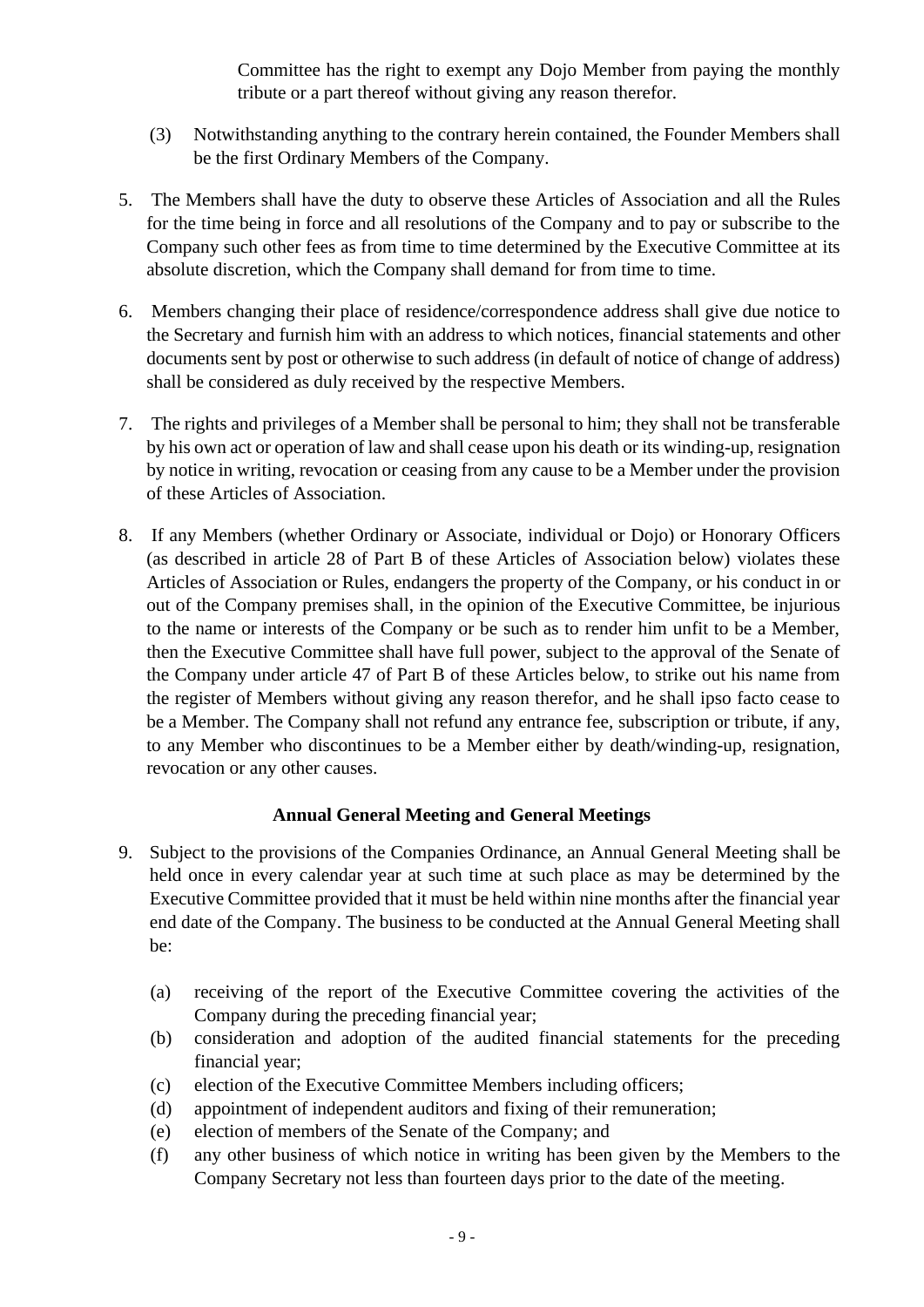Committee has the right to exempt any Dojo Member from paying the monthly tribute or a part thereof without giving any reason therefor.

(3) Notwithstanding anything to the contrary herein contained, the Founder Members shall be the first Ordinary Members of the Company.

5. The Members shall have the duty to observe these Articles of Association and all the Rules for the time being in force and all resolutions of the Company and to pay or subscribe to the Company such other fees as from time to time determined by the Executive Committee at its absolute discretion, which the Company shall demand for from time to time.

6. Members changing their place of residence/correspondence address shall give due notice to the Secretary and furnish him with an address to which notices, financial statements and other documents sent by post or otherwise to such address (in default of notice of change of address) shall be considered as duly received by the respective Members.

7. The rights and privileges of a Member shall be personal to him; they shall not be transferable by his own act or operation of law and shall cease upon his death or its winding-up, resignation by notice in writing, revocation or ceasing from any cause to be a Member under the provision of these Articles of Association.

8. If any Members (whether Ordinary or Associate, individual or Dojo) or Honorary Officers (as described in article 28 of Part B of these Articles of Association below) violates these Articles of Association or Rules, endangers the property of the Company, or his conduct in or out of the Company premises shall, in the opinion of the Executive Committee, be injurious to the name or interests of the Company or be such as to render him unfit to be a Member, then the Executive Committee shall have full power, subject to the approval of the Senate of the Company under article 47 of Part B of these Articles below, to strike out his name from the register of Members without giving any reason therefor, and he shall ipso facto cease to be a Member. The Company shall not refund any entrance fee, subscription or tribute, if any, to any Member who discontinues to be a Member either by death/winding-up, resignation, revocation or any other causes.

**Annual General Meeting and General Meetings**

9. Subject to the provisions of the Companies Ordinance, an Annual General Meeting shall be held once in every calendar year at such time at such place as may be determined by the Executive Committee provided that it must be held within nine months after the financial year end date of the Company. The business to be conducted at the Annual General Meeting shall be:

   (a) receiving of the report of the Executive Committee covering the activities of the Company during the preceding financial year;
   (b) consideration and adoption of the audited financial statements for the preceding financial year;
   (c) election of the Executive Committee Members including officers;
   (d) appointment of independent auditors and fixing of their remuneration;
   (e) election of members of the Senate of the Company; and
   (f) any other business of which notice in writing has been given by the Members to the Company Secretary not less than fourteen days prior to the date of the meeting.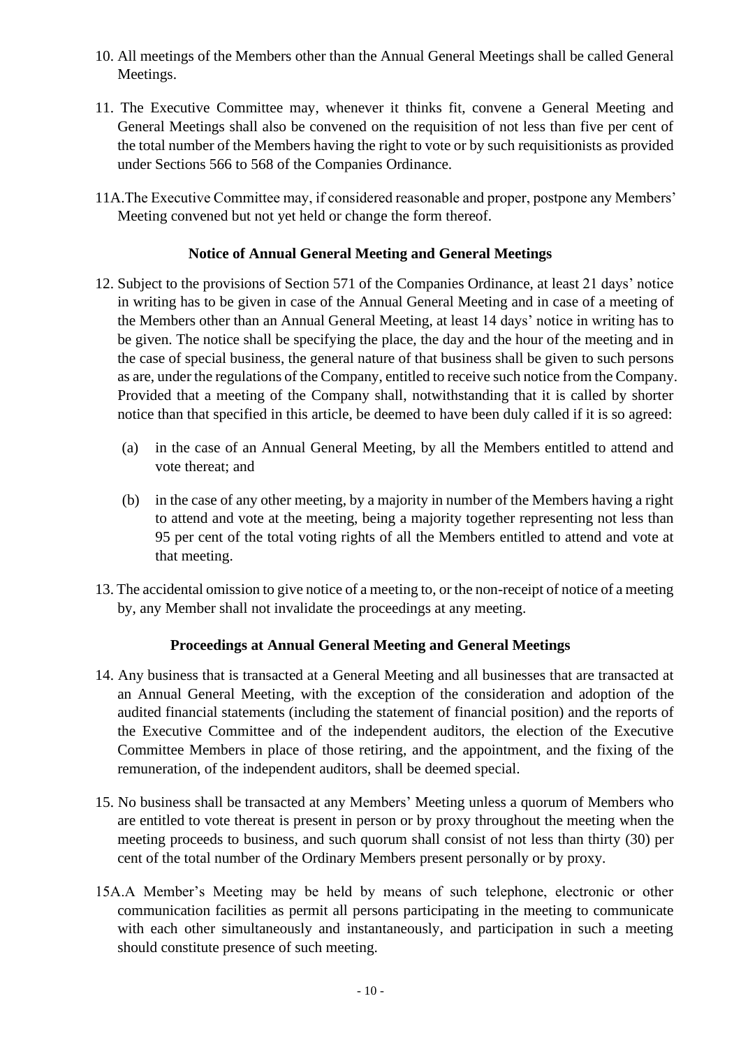10. All meetings of the Members other than the Annual General Meetings shall be called General Meetings.

11. The Executive Committee may, whenever it thinks fit, convene a General Meeting and General Meetings shall also be convened on the requisition of not less than five per cent of the total number of the Members having the right to vote or by such requisitionists as provided under Sections 566 to 568 of the Companies Ordinance.

11A. The Executive Committee may, if considered reasonable and proper, postpone any Members' Meeting convened but not yet held or change the form thereof.

### Notice of Annual General Meeting and General Meetings

12. Subject to the provisions of Section 571 of the Companies Ordinance, at least 21 days' notice in writing has to be given in case of the Annual General Meeting and in case of a meeting of the Members other than an Annual General Meeting, at least 14 days' notice in writing has to be given. The notice shall be specifying the place, the day and the hour of the meeting and in the case of special business, the general nature of that business shall be given to such persons as are, under the regulations of the Company, entitled to receive such notice from the Company. Provided that a meeting of the Company shall, notwithstanding that it is called by shorter notice than that specified in this article, be deemed to have been duly called if it is so agreed:

    (a) in the case of an Annual General Meeting, by all the Members entitled to attend and vote thereat; and

    (b) in the case of any other meeting, by a majority in number of the Members having a right to attend and vote at the meeting, being a majority together representing not less than 95 per cent of the total voting rights of all the Members entitled to attend and vote at that meeting.

13. The accidental omission to give notice of a meeting to, or the non-receipt of notice of a meeting by, any Member shall not invalidate the proceedings at any meeting.

### Proceedings at Annual General Meeting and General Meetings

14. Any business that is transacted at a General Meeting and all businesses that are transacted at an Annual General Meeting, with the exception of the consideration and adoption of the audited financial statements (including the statement of financial position) and the reports of the Executive Committee and of the independent auditors, the election of the Executive Committee Members in place of those retiring, and the appointment, and the fixing of the remuneration, of the independent auditors, shall be deemed special.

15. No business shall be transacted at any Members' Meeting unless a quorum of Members who are entitled to vote thereat is present in person or by proxy throughout the meeting when the meeting proceeds to business, and such quorum shall consist of not less than thirty (30) per cent of the total number of the Ordinary Members present personally or by proxy.

15A. A Member's Meeting may be held by means of such telephone, electronic or other communication facilities as permit all persons participating in the meeting to communicate with each other simultaneously and instantaneously, and participation in such a meeting should constitute presence of such meeting.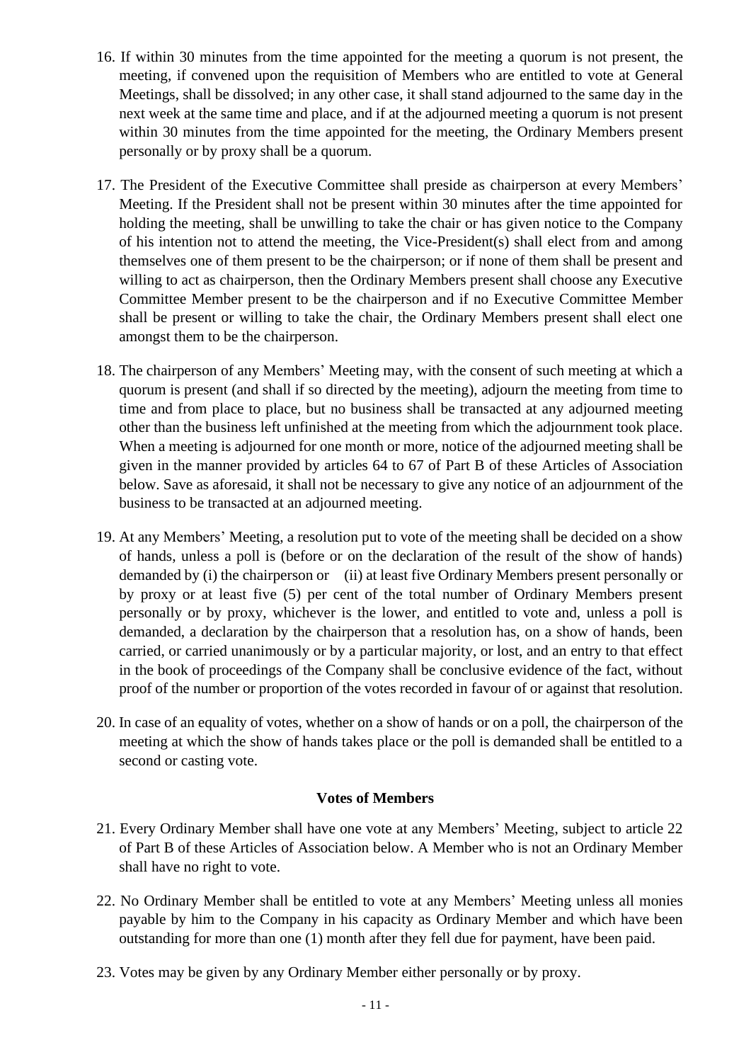16. If within 30 minutes from the time appointed for the meeting a quorum is not present, the meeting, if convened upon the requisition of Members who are entitled to vote at General Meetings, shall be dissolved; in any other case, it shall stand adjourned to the same day in the next week at the same time and place, and if at the adjourned meeting a quorum is not present within 30 minutes from the time appointed for the meeting, the Ordinary Members present personally or by proxy shall be a quorum.

17. The President of the Executive Committee shall preside as chairperson at every Members' Meeting. If the President shall not be present within 30 minutes after the time appointed for holding the meeting, shall be unwilling to take the chair or has given notice to the Company of his intention not to attend the meeting, the Vice-President(s) shall elect from and among themselves one of them present to be the chairperson; or if none of them shall be present and willing to act as chairperson, then the Ordinary Members present shall choose any Executive Committee Member present to be the chairperson and if no Executive Committee Member shall be present or willing to take the chair, the Ordinary Members present shall elect one amongst them to be the chairperson.

18. The chairperson of any Members' Meeting may, with the consent of such meeting at which a quorum is present (and shall if so directed by the meeting), adjourn the meeting from time to time and from place to place, but no business shall be transacted at any adjourned meeting other than the business left unfinished at the meeting from which the adjournment took place. When a meeting is adjourned for one month or more, notice of the adjourned meeting shall be given in the manner provided by articles 64 to 67 of Part B of these Articles of Association below. Save as aforesaid, it shall not be necessary to give any notice of an adjournment of the business to be transacted at an adjourned meeting.

19. At any Members' Meeting, a resolution put to vote of the meeting shall be decided on a show of hands, unless a poll is (before or on the declaration of the result of the show of hands) demanded by (i) the chairperson or (ii) at least five Ordinary Members present personally or by proxy or at least five (5) per cent of the total number of Ordinary Members present personally or by proxy, whichever is the lower, and entitled to vote and, unless a poll is demanded, a declaration by the chairperson that a resolution has, on a show of hands, been carried, or carried unanimously or by a particular majority, or lost, and an entry to that effect in the book of proceedings of the Company shall be conclusive evidence of the fact, without proof of the number or proportion of the votes recorded in favour of or against that resolution.

20. In case of an equality of votes, whether on a show of hands or on a poll, the chairperson of the meeting at which the show of hands takes place or the poll is demanded shall be entitled to a second or casting vote.

**Votes of Members**

21. Every Ordinary Member shall have one vote at any Members' Meeting, subject to article 22 of Part B of these Articles of Association below. A Member who is not an Ordinary Member shall have no right to vote.

22. No Ordinary Member shall be entitled to vote at any Members' Meeting unless all monies payable by him to the Company in his capacity as Ordinary Member and which have been outstanding for more than one (1) month after they fell due for payment, have been paid.

23. Votes may be given by any Ordinary Member either personally or by proxy.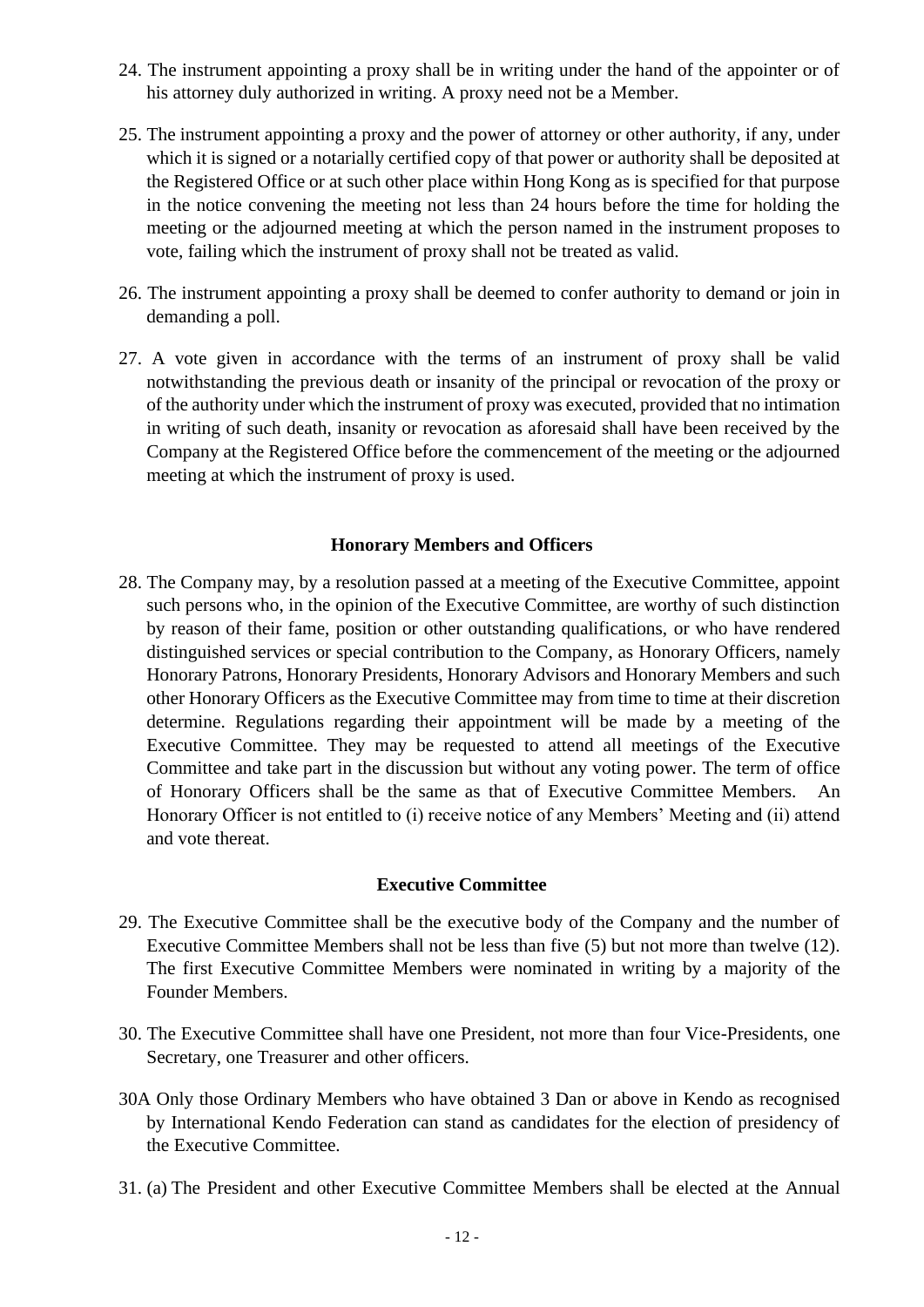24. The instrument appointing a proxy shall be in writing under the hand of the appointer or of his attorney duly authorized in writing. A proxy need not be a Member.

25. The instrument appointing a proxy and the power of attorney or other authority, if any, under which it is signed or a notarially certified copy of that power or authority shall be deposited at the Registered Office or at such other place within Hong Kong as is specified for that purpose in the notice convening the meeting not less than 24 hours before the time for holding the meeting or the adjourned meeting at which the person named in the instrument proposes to vote, failing which the instrument of proxy shall not be treated as valid.

26. The instrument appointing a proxy shall be deemed to confer authority to demand or join in demanding a poll.

27. A vote given in accordance with the terms of an instrument of proxy shall be valid notwithstanding the previous death or insanity of the principal or revocation of the proxy or of the authority under which the instrument of proxy was executed, provided that no intimation in writing of such death, insanity or revocation as aforesaid shall have been received by the Company at the Registered Office before the commencement of the meeting or the adjourned meeting at which the instrument of proxy is used.

**Honorary Members and Officers**

28. The Company may, by a resolution passed at a meeting of the Executive Committee, appoint such persons who, in the opinion of the Executive Committee, are worthy of such distinction by reason of their fame, position or other outstanding qualifications, or who have rendered distinguished services or special contribution to the Company, as Honorary Officers, namely Honorary Patrons, Honorary Presidents, Honorary Advisors and Honorary Members and such other Honorary Officers as the Executive Committee may from time to time at their discretion determine. Regulations regarding their appointment will be made by a meeting of the Executive Committee. They may be requested to attend all meetings of the Executive Committee and take part in the discussion but without any voting power. The term of office of Honorary Officers shall be the same as that of Executive Committee Members. An Honorary Officer is not entitled to (i) receive notice of any Members' Meeting and (ii) attend and vote thereat.

**Executive Committee**

29. The Executive Committee shall be the executive body of the Company and the number of Executive Committee Members shall not be less than five (5) but not more than twelve (12). The first Executive Committee Members were nominated in writing by a majority of the Founder Members.

30. The Executive Committee shall have one President, not more than four Vice-Presidents, one Secretary, one Treasurer and other officers.

30A Only those Ordinary Members who have obtained 3 Dan or above in Kendo as recognised by International Kendo Federation can stand as candidates for the election of presidency of the Executive Committee.

31. (a) The President and other Executive Committee Members shall be elected at the Annual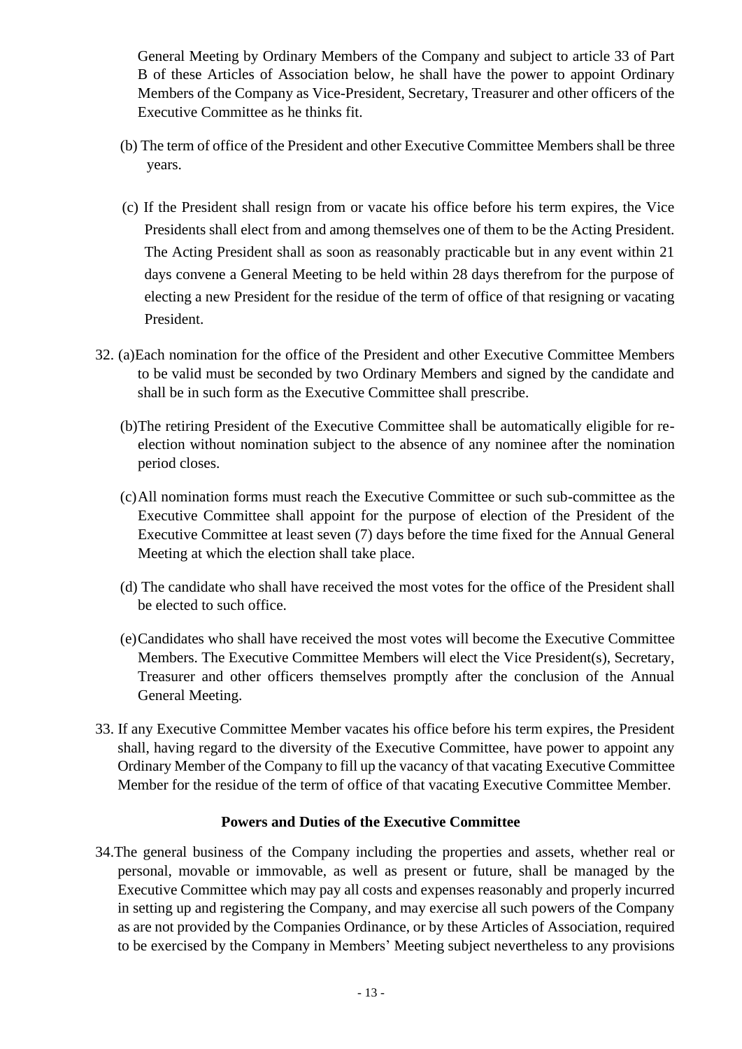General Meeting by Ordinary Members of the Company and subject to article 33 of Part B of these Articles of Association below, he shall have the power to appoint Ordinary Members of the Company as Vice-President, Secretary, Treasurer and other officers of the Executive Committee as he thinks fit.

(b) The term of office of the President and other Executive Committee Members shall be three years.

(c) If the President shall resign from or vacate his office before his term expires, the Vice Presidents shall elect from and among themselves one of them to be the Acting President. The Acting President shall as soon as reasonably practicable but in any event within 21 days convene a General Meeting to be held within 28 days therefrom for the purpose of electing a new President for the residue of the term of office of that resigning or vacating President.

32. (a)Each nomination for the office of the President and other Executive Committee Members to be valid must be seconded by two Ordinary Members and signed by the candidate and shall be in such form as the Executive Committee shall prescribe.

(b)The retiring President of the Executive Committee shall be automatically eligible for re-election without nomination subject to the absence of any nominee after the nomination period closes.

(c)All nomination forms must reach the Executive Committee or such sub-committee as the Executive Committee shall appoint for the purpose of election of the President of the Executive Committee at least seven (7) days before the time fixed for the Annual General Meeting at which the election shall take place.

(d) The candidate who shall have received the most votes for the office of the President shall be elected to such office.

(e)Candidates who shall have received the most votes will become the Executive Committee Members. The Executive Committee Members will elect the Vice President(s), Secretary, Treasurer and other officers themselves promptly after the conclusion of the Annual General Meeting.

33. If any Executive Committee Member vacates his office before his term expires, the President shall, having regard to the diversity of the Executive Committee, have power to appoint any Ordinary Member of the Company to fill up the vacancy of that vacating Executive Committee Member for the residue of the term of office of that vacating Executive Committee Member.

### Powers and Duties of the Executive Committee

34.The general business of the Company including the properties and assets, whether real or personal, movable or immovable, as well as present or future, shall be managed by the Executive Committee which may pay all costs and expenses reasonably and properly incurred in setting up and registering the Company, and may exercise all such powers of the Company as are not provided by the Companies Ordinance, or by these Articles of Association, required to be exercised by the Company in Members' Meeting subject nevertheless to any provisions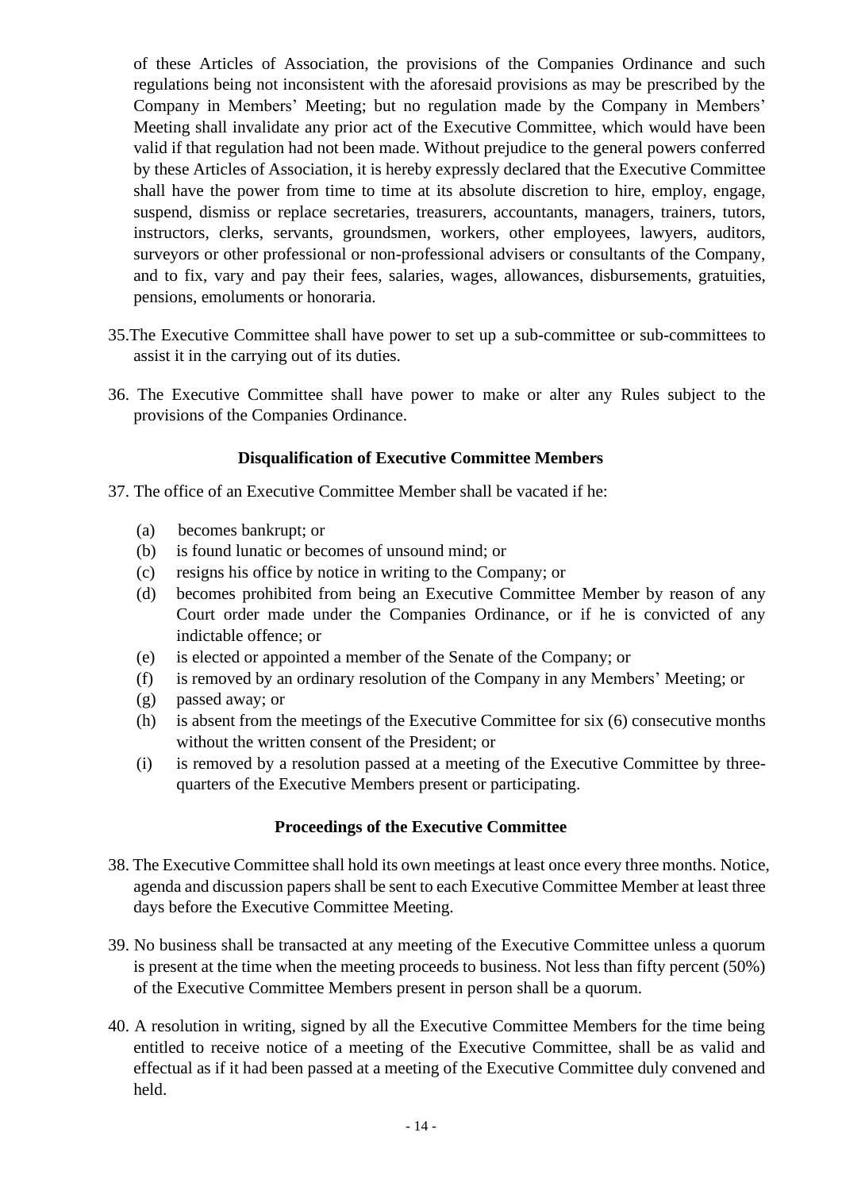of these Articles of Association, the provisions of the Companies Ordinance and such regulations being not inconsistent with the aforesaid provisions as may be prescribed by the Company in Members' Meeting; but no regulation made by the Company in Members' Meeting shall invalidate any prior act of the Executive Committee, which would have been valid if that regulation had not been made. Without prejudice to the general powers conferred by these Articles of Association, it is hereby expressly declared that the Executive Committee shall have the power from time to time at its absolute discretion to hire, employ, engage, suspend, dismiss or replace secretaries, treasurers, accountants, managers, trainers, tutors, instructors, clerks, servants, groundsmen, workers, other employees, lawyers, auditors, surveyors or other professional or non-professional advisers or consultants of the Company, and to fix, vary and pay their fees, salaries, wages, allowances, disbursements, gratuities, pensions, emoluments or honoraria.

35. The Executive Committee shall have power to set up a sub-committee or sub-committees to assist it in the carrying out of its duties.

36. The Executive Committee shall have power to make or alter any Rules subject to the provisions of the Companies Ordinance.

### Disqualification of Executive Committee Members

37. The office of an Executive Committee Member shall be vacated if he:

    (a) becomes bankrupt; or
    (b) is found lunatic or becomes of unsound mind; or
    (c) resigns his office by notice in writing to the Company; or
    (d) becomes prohibited from being an Executive Committee Member by reason of any Court order made under the Companies Ordinance, or if he is convicted of any indictable offence; or
    (e) is elected or appointed a member of the Senate of the Company; or
    (f) is removed by an ordinary resolution of the Company in any Members' Meeting; or
    (g) passed away; or
    (h) is absent from the meetings of the Executive Committee for six (6) consecutive months without the written consent of the President; or
    (i) is removed by a resolution passed at a meeting of the Executive Committee by three-quarters of the Executive Members present or participating.

### Proceedings of the Executive Committee

38. The Executive Committee shall hold its own meetings at least once every three months. Notice, agenda and discussion papers shall be sent to each Executive Committee Member at least three days before the Executive Committee Meeting.

39. No business shall be transacted at any meeting of the Executive Committee unless a quorum is present at the time when the meeting proceeds to business. Not less than fifty percent (50%) of the Executive Committee Members present in person shall be a quorum.

40. A resolution in writing, signed by all the Executive Committee Members for the time being entitled to receive notice of a meeting of the Executive Committee, shall be as valid and effectual as if it had been passed at a meeting of the Executive Committee duly convened and held.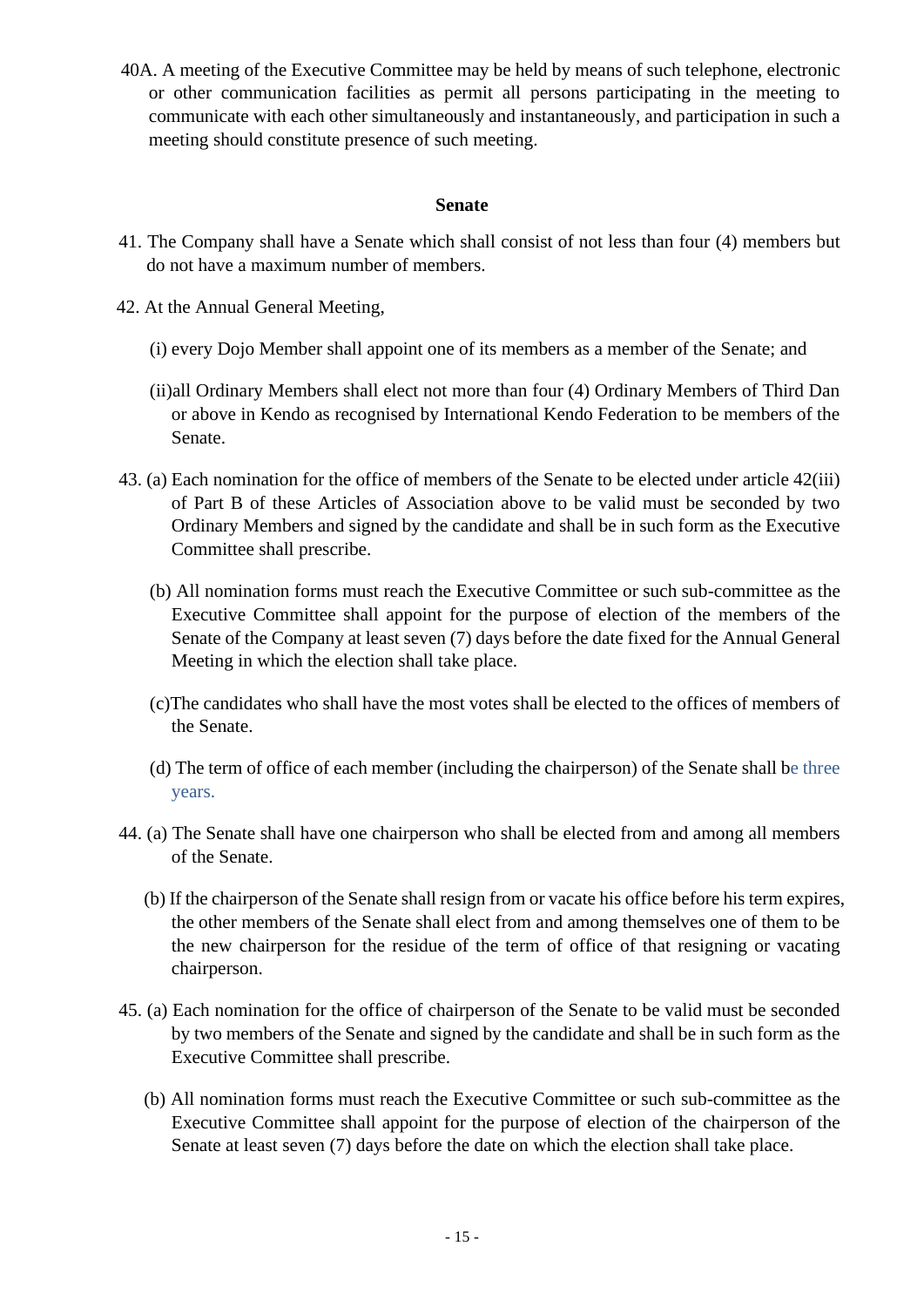40A. A meeting of the Executive Committee may be held by means of such telephone, electronic or other communication facilities as permit all persons participating in the meeting to communicate with each other simultaneously and instantaneously, and participation in such a meeting should constitute presence of such meeting.

**Senate**

41. The Company shall have a Senate which shall consist of not less than four (4) members but do not have a maximum number of members.

42. At the Annual General Meeting,

(i) every Dojo Member shall appoint one of its members as a member of the Senate; and

(ii)all Ordinary Members shall elect not more than four (4) Ordinary Members of Third Dan or above in Kendo as recognised by International Kendo Federation to be members of the Senate.

43. (a) Each nomination for the office of members of the Senate to be elected under article 42(iii) of Part B of these Articles of Association above to be valid must be seconded by two Ordinary Members and signed by the candidate and shall be in such form as the Executive Committee shall prescribe.

(b) All nomination forms must reach the Executive Committee or such sub-committee as the Executive Committee shall appoint for the purpose of election of the members of the Senate of the Company at least seven (7) days before the date fixed for the Annual General Meeting in which the election shall take place.

(c)The candidates who shall have the most votes shall be elected to the offices of members of the Senate.

(d) The term of office of each member (including the chairperson) of the Senate shall be three years.

44. (a) The Senate shall have one chairperson who shall be elected from and among all members of the Senate.

(b) If the chairperson of the Senate shall resign from or vacate his office before his term expires, the other members of the Senate shall elect from and among themselves one of them to be the new chairperson for the residue of the term of office of that resigning or vacating chairperson.

45. (a) Each nomination for the office of chairperson of the Senate to be valid must be seconded by two members of the Senate and signed by the candidate and shall be in such form as the Executive Committee shall prescribe.

(b) All nomination forms must reach the Executive Committee or such sub-committee as the Executive Committee shall appoint for the purpose of election of the chairperson of the Senate at least seven (7) days before the date on which the election shall take place.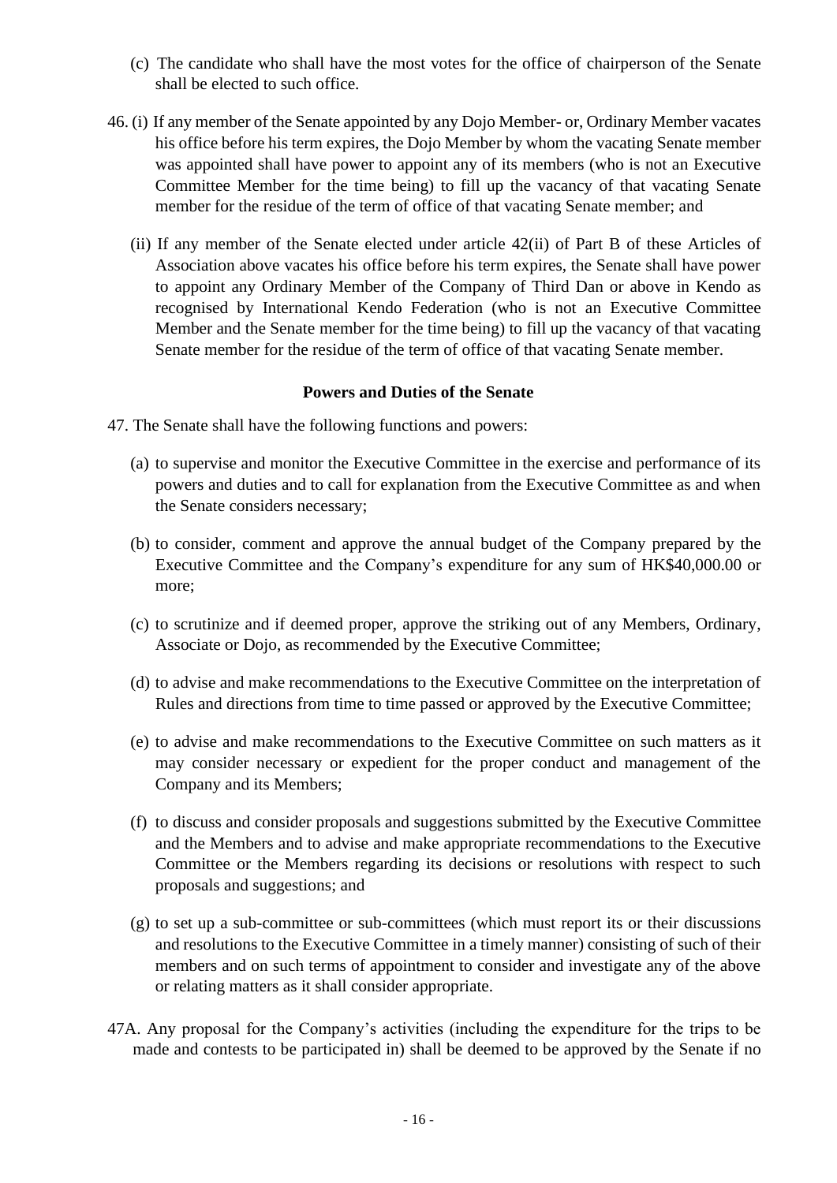(c) The candidate who shall have the most votes for the office of chairperson of the Senate shall be elected to such office.

46. (i) If any member of the Senate appointed by any Dojo Member- or, Ordinary Member vacates his office before his term expires, the Dojo Member by whom the vacating Senate member was appointed shall have power to appoint any of its members (who is not an Executive Committee Member for the time being) to fill up the vacancy of that vacating Senate member for the residue of the term of office of that vacating Senate member; and

(ii) If any member of the Senate elected under article 42(ii) of Part B of these Articles of Association above vacates his office before his term expires, the Senate shall have power to appoint any Ordinary Member of the Company of Third Dan or above in Kendo as recognised by International Kendo Federation (who is not an Executive Committee Member and the Senate member for the time being) to fill up the vacancy of that vacating Senate member for the residue of the term of office of that vacating Senate member.

**Powers and Duties of the Senate**

47. The Senate shall have the following functions and powers:

(a) to supervise and monitor the Executive Committee in the exercise and performance of its powers and duties and to call for explanation from the Executive Committee as and when the Senate considers necessary;

(b) to consider, comment and approve the annual budget of the Company prepared by the Executive Committee and the Company's expenditure for any sum of HK$40,000.00 or more;

(c) to scrutinize and if deemed proper, approve the striking out of any Members, Ordinary, Associate or Dojo, as recommended by the Executive Committee;

(d) to advise and make recommendations to the Executive Committee on the interpretation of Rules and directions from time to time passed or approved by the Executive Committee;

(e) to advise and make recommendations to the Executive Committee on such matters as it may consider necessary or expedient for the proper conduct and management of the Company and its Members;

(f) to discuss and consider proposals and suggestions submitted by the Executive Committee and the Members and to advise and make appropriate recommendations to the Executive Committee or the Members regarding its decisions or resolutions with respect to such proposals and suggestions; and

(g) to set up a sub-committee or sub-committees (which must report its or their discussions and resolutions to the Executive Committee in a timely manner) consisting of such of their members and on such terms of appointment to consider and investigate any of the above or relating matters as it shall consider appropriate.

47A. Any proposal for the Company's activities (including the expenditure for the trips to be made and contests to be participated in) shall be deemed to be approved by the Senate if no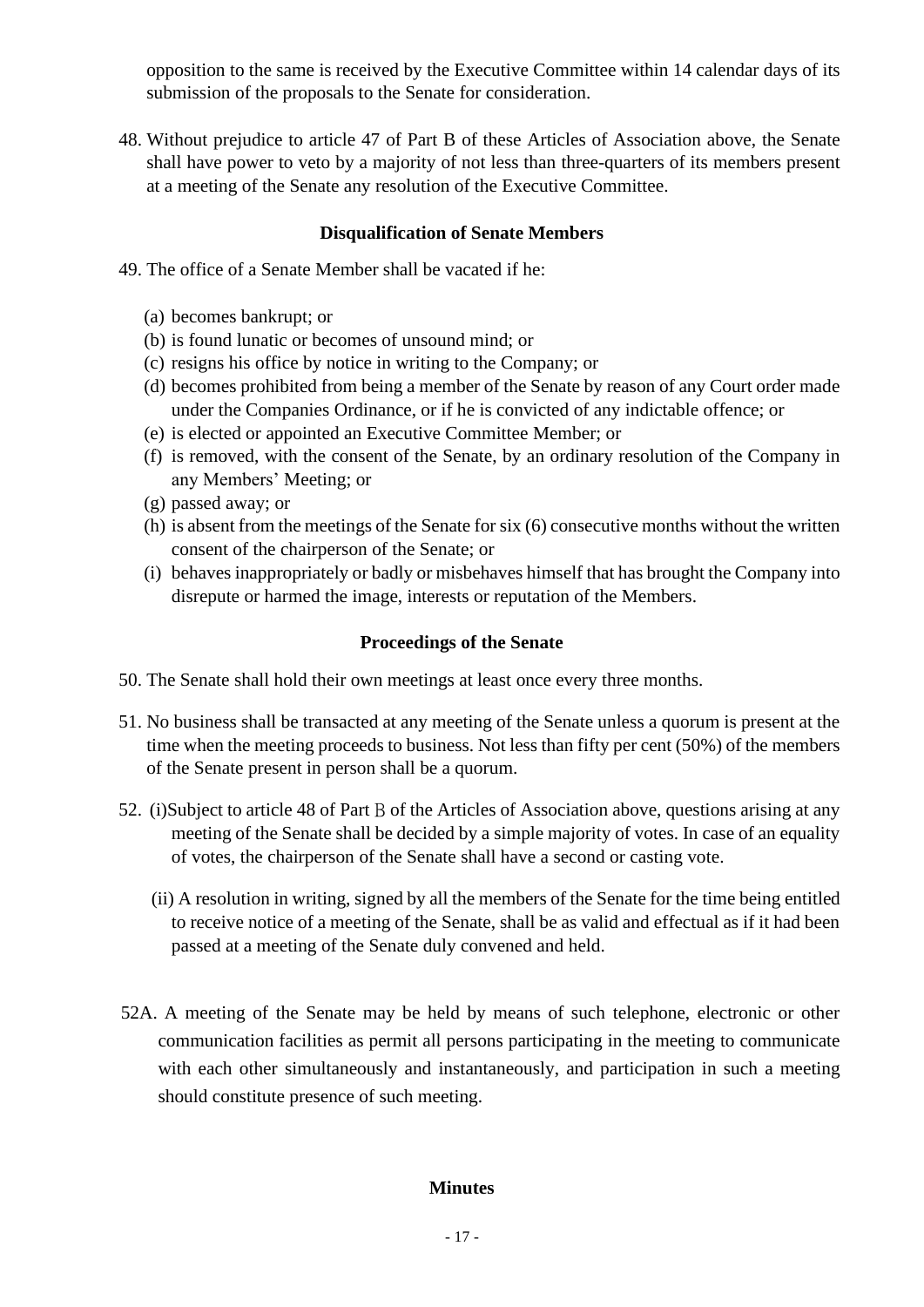opposition to the same is received by the Executive Committee within 14 calendar days of its submission of the proposals to the Senate for consideration.

48. Without prejudice to article 47 of Part B of these Articles of Association above, the Senate shall have power to veto by a majority of not less than three-quarters of its members present at a meeting of the Senate any resolution of the Executive Committee.

### Disqualification of Senate Members

49. The office of a Senate Member shall be vacated if he:

   (a) becomes bankrupt; or
   (b) is found lunatic or becomes of unsound mind; or
   (c) resigns his office by notice in writing to the Company; or
   (d) becomes prohibited from being a member of the Senate by reason of any Court order made under the Companies Ordinance, or if he is convicted of any indictable offence; or
   (e) is elected or appointed an Executive Committee Member; or
   (f) is removed, with the consent of the Senate, by an ordinary resolution of the Company in any Members' Meeting; or
   (g) passed away; or
   (h) is absent from the meetings of the Senate for six (6) consecutive months without the written consent of the chairperson of the Senate; or
   (i) behaves inappropriately or badly or misbehaves himself that has brought the Company into disrepute or harmed the image, interests or reputation of the Members.

### Proceedings of the Senate

50. The Senate shall hold their own meetings at least once every three months.

51. No business shall be transacted at any meeting of the Senate unless a quorum is present at the time when the meeting proceeds to business. Not less than fifty per cent (50%) of the members of the Senate present in person shall be a quorum.

52. (i)Subject to article 48 of Part B of the Articles of Association above, questions arising at any meeting of the Senate shall be decided by a simple majority of votes. In case of an equality of votes, the chairperson of the Senate shall have a second or casting vote.

   (ii) A resolution in writing, signed by all the members of the Senate for the time being entitled to receive notice of a meeting of the Senate, shall be as valid and effectual as if it had been passed at a meeting of the Senate duly convened and held.

52A. A meeting of the Senate may be held by means of such telephone, electronic or other communication facilities as permit all persons participating in the meeting to communicate with each other simultaneously and instantaneously, and participation in such a meeting should constitute presence of such meeting.

### Minutes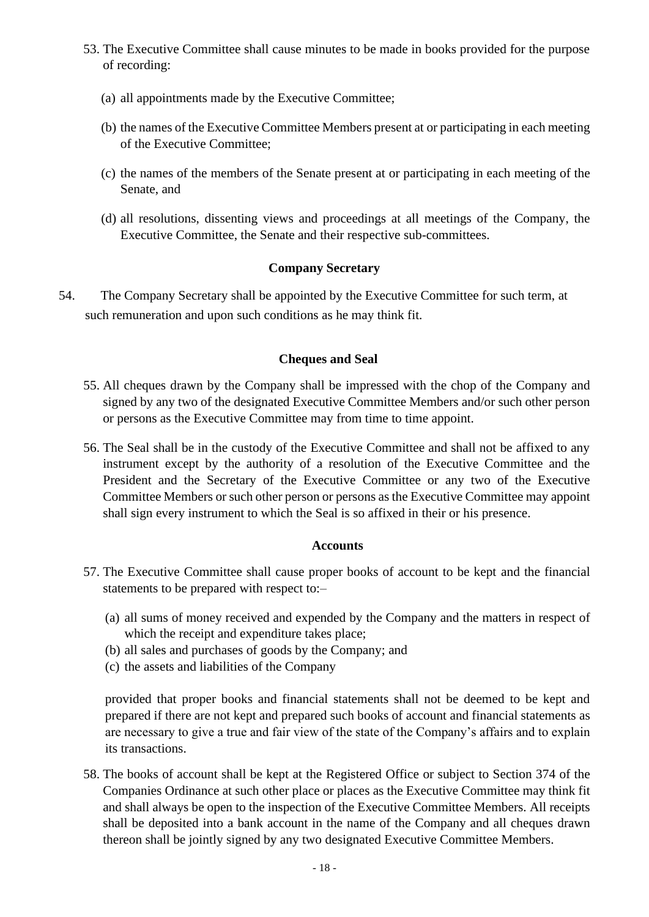53. The Executive Committee shall cause minutes to be made in books provided for the purpose of recording:

    (a) all appointments made by the Executive Committee;

    (b) the names of the Executive Committee Members present at or participating in each meeting of the Executive Committee;

    (c) the names of the members of the Senate present at or participating in each meeting of the Senate, and

    (d) all resolutions, dissenting views and proceedings at all meetings of the Company, the Executive Committee, the Senate and their respective sub-committees.

### Company Secretary

54. The Company Secretary shall be appointed by the Executive Committee for such term, at such remuneration and upon such conditions as he may think fit.

### Cheques and Seal

55. All cheques drawn by the Company shall be impressed with the chop of the Company and signed by any two of the designated Executive Committee Members and/or such other person or persons as the Executive Committee may from time to time appoint.

56. The Seal shall be in the custody of the Executive Committee and shall not be affixed to any instrument except by the authority of a resolution of the Executive Committee and the President and the Secretary of the Executive Committee or any two of the Executive Committee Members or such other person or persons as the Executive Committee may appoint shall sign every instrument to which the Seal is so affixed in their or his presence.

### Accounts

57. The Executive Committee shall cause proper books of account to be kept and the financial statements to be prepared with respect to:–

    (a) all sums of money received and expended by the Company and the matters in respect of which the receipt and expenditure takes place;
    (b) all sales and purchases of goods by the Company; and
    (c) the assets and liabilities of the Company

    provided that proper books and financial statements shall not be deemed to be kept and prepared if there are not kept and prepared such books of account and financial statements as are necessary to give a true and fair view of the state of the Company's affairs and to explain its transactions.

58. The books of account shall be kept at the Registered Office or subject to Section 374 of the Companies Ordinance at such other place or places as the Executive Committee may think fit and shall always be open to the inspection of the Executive Committee Members. All receipts shall be deposited into a bank account in the name of the Company and all cheques drawn thereon shall be jointly signed by any two designated Executive Committee Members.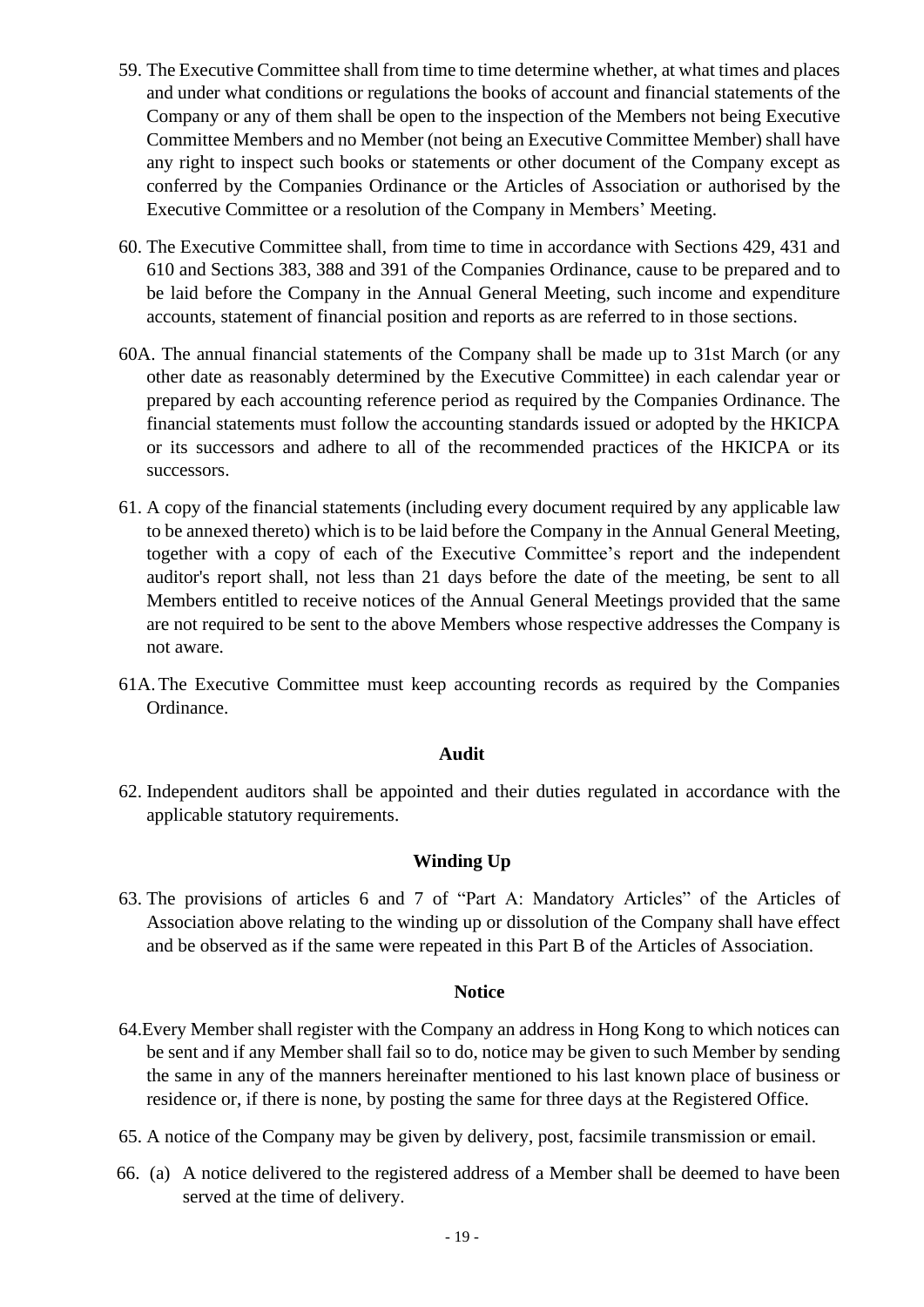59. The Executive Committee shall from time to time determine whether, at what times and places and under what conditions or regulations the books of account and financial statements of the Company or any of them shall be open to the inspection of the Members not being Executive Committee Members and no Member (not being an Executive Committee Member) shall have any right to inspect such books or statements or other document of the Company except as conferred by the Companies Ordinance or the Articles of Association or authorised by the Executive Committee or a resolution of the Company in Members' Meeting.

60. The Executive Committee shall, from time to time in accordance with Sections 429, 431 and 610 and Sections 383, 388 and 391 of the Companies Ordinance, cause to be prepared and to be laid before the Company in the Annual General Meeting, such income and expenditure accounts, statement of financial position and reports as are referred to in those sections.

60A. The annual financial statements of the Company shall be made up to 31st March (or any other date as reasonably determined by the Executive Committee) in each calendar year or prepared by each accounting reference period as required by the Companies Ordinance. The financial statements must follow the accounting standards issued or adopted by the HKICPA or its successors and adhere to all of the recommended practices of the HKICPA or its successors.

61. A copy of the financial statements (including every document required by any applicable law to be annexed thereto) which is to be laid before the Company in the Annual General Meeting, together with a copy of each of the Executive Committee's report and the independent auditor's report shall, not less than 21 days before the date of the meeting, be sent to all Members entitled to receive notices of the Annual General Meetings provided that the same are not required to be sent to the above Members whose respective addresses the Company is not aware.

61A. The Executive Committee must keep accounting records as required by the Companies Ordinance.

**Audit**

62. Independent auditors shall be appointed and their duties regulated in accordance with the applicable statutory requirements.

**Winding Up**

63. The provisions of articles 6 and 7 of "Part A: Mandatory Articles" of the Articles of Association above relating to the winding up or dissolution of the Company shall have effect and be observed as if the same were repeated in this Part B of the Articles of Association.

**Notice**

64. Every Member shall register with the Company an address in Hong Kong to which notices can be sent and if any Member shall fail so to do, notice may be given to such Member by sending the same in any of the manners hereinafter mentioned to his last known place of business or residence or, if there is none, by posting the same for three days at the Registered Office.

65. A notice of the Company may be given by delivery, post, facsimile transmission or email.

66. (a) A notice delivered to the registered address of a Member shall be deemed to have been served at the time of delivery.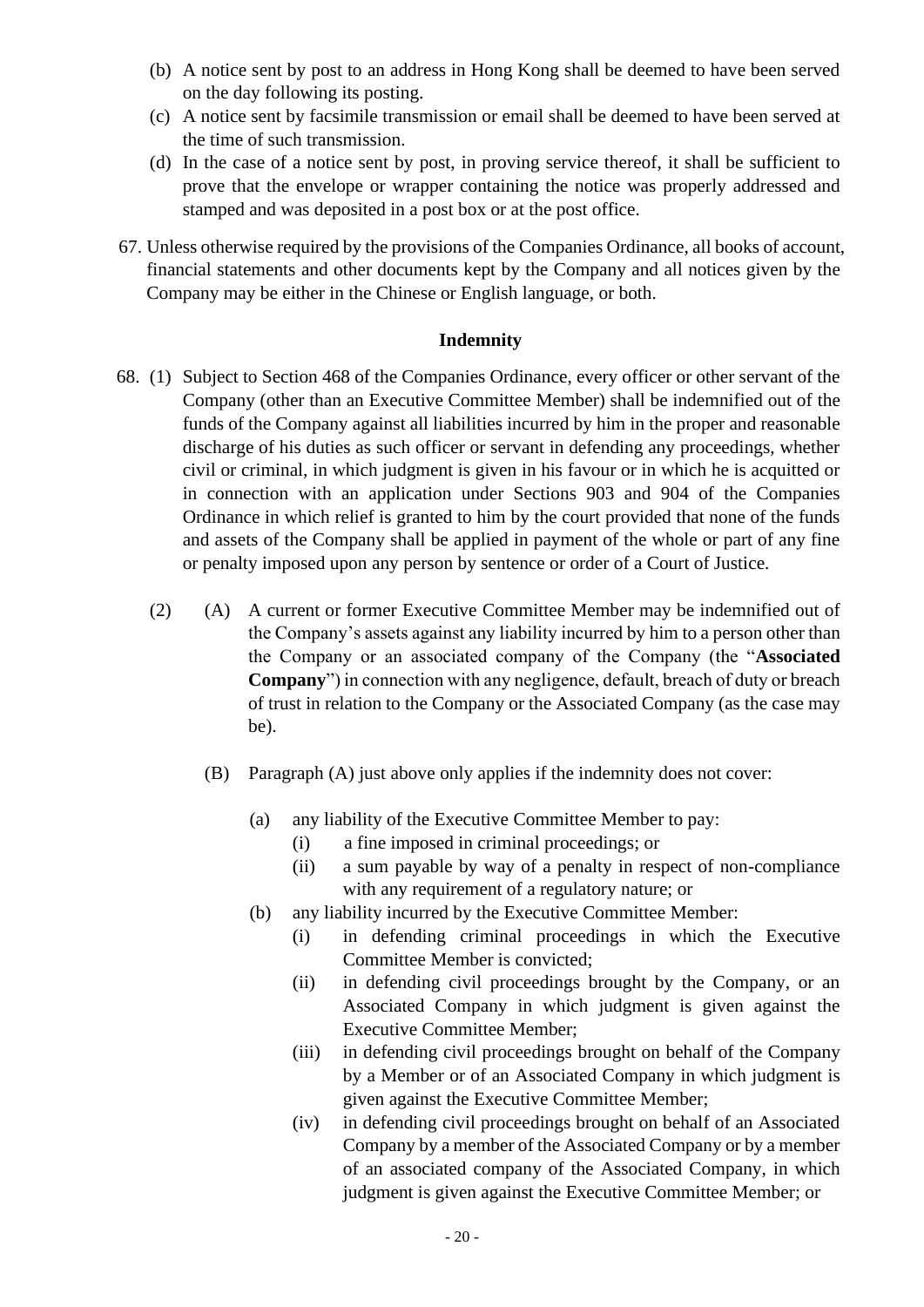(b) A notice sent by post to an address in Hong Kong shall be deemed to have been served on the day following its posting.

(c) A notice sent by facsimile transmission or email shall be deemed to have been served at the time of such transmission.

(d) In the case of a notice sent by post, in proving service thereof, it shall be sufficient to prove that the envelope or wrapper containing the notice was properly addressed and stamped and was deposited in a post box or at the post office.

67. Unless otherwise required by the provisions of the Companies Ordinance, all books of account, financial statements and other documents kept by the Company and all notices given by the Company may be either in the Chinese or English language, or both.

**Indemnity**

68. (1) Subject to Section 468 of the Companies Ordinance, every officer or other servant of the Company (other than an Executive Committee Member) shall be indemnified out of the funds of the Company against all liabilities incurred by him in the proper and reasonable discharge of his duties as such officer or servant in defending any proceedings, whether civil or criminal, in which judgment is given in his favour or in which he is acquitted or in connection with an application under Sections 903 and 904 of the Companies Ordinance in which relief is granted to him by the court provided that none of the funds and assets of the Company shall be applied in payment of the whole or part of any fine or penalty imposed upon any person by sentence or order of a Court of Justice.

(2) (A) A current or former Executive Committee Member may be indemnified out of the Company's assets against any liability incurred by him to a person other than the Company or an associated company of the Company (the "**Associated Company**") in connection with any negligence, default, breach of duty or breach of trust in relation to the Company or the Associated Company (as the case may be).

(B) Paragraph (A) just above only applies if the indemnity does not cover:

(a) any liability of the Executive Committee Member to pay:
   (i) a fine imposed in criminal proceedings; or
   (ii) a sum payable by way of a penalty in respect of non-compliance with any requirement of a regulatory nature; or

(b) any liability incurred by the Executive Committee Member:
   (i) in defending criminal proceedings in which the Executive Committee Member is convicted;
   (ii) in defending civil proceedings brought by the Company, or an Associated Company in which judgment is given against the Executive Committee Member;
   (iii) in defending civil proceedings brought on behalf of the Company by a Member or of an Associated Company in which judgment is given against the Executive Committee Member;
   (iv) in defending civil proceedings brought on behalf of an Associated Company by a member of the Associated Company or by a member of an associated company of the Associated Company, in which judgment is given against the Executive Committee Member; or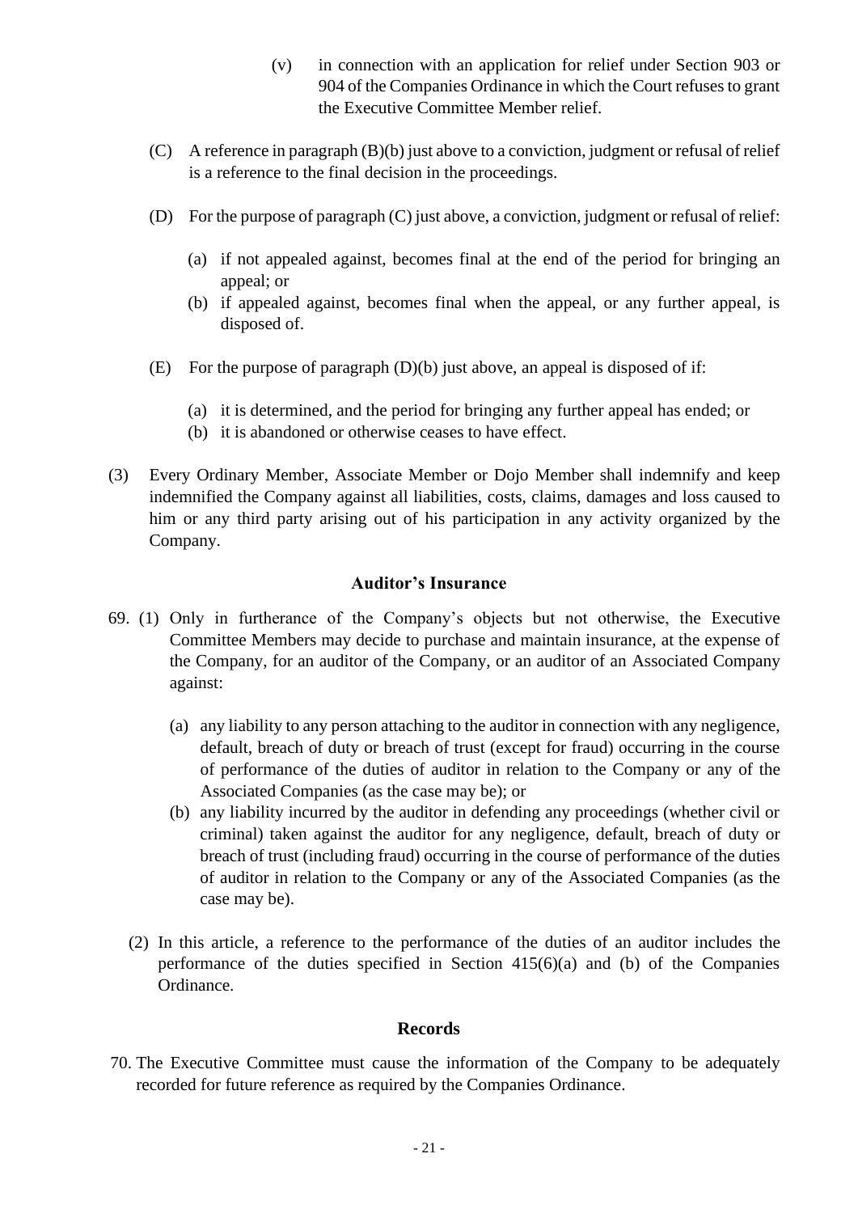(v) in connection with an application for relief under Section 903 or 904 of the Companies Ordinance in which the Court refuses to grant the Executive Committee Member relief.

(C) A reference in paragraph (B)(b) just above to a conviction, judgment or refusal of relief is a reference to the final decision in the proceedings.

(D) For the purpose of paragraph (C) just above, a conviction, judgment or refusal of relief:

(a) if not appealed against, becomes final at the end of the period for bringing an appeal; or
(b) if appealed against, becomes final when the appeal, or any further appeal, is disposed of.

(E) For the purpose of paragraph (D)(b) just above, an appeal is disposed of if:

(a) it is determined, and the period for bringing any further appeal has ended; or
(b) it is abandoned or otherwise ceases to have effect.

(3) Every Ordinary Member, Associate Member or Dojo Member shall indemnify and keep indemnified the Company against all liabilities, costs, claims, damages and loss caused to him or any third party arising out of his participation in any activity organized by the Company.

### Auditor's Insurance

69. (1) Only in furtherance of the Company's objects but not otherwise, the Executive Committee Members may decide to purchase and maintain insurance, at the expense of the Company, for an auditor of the Company, or an auditor of an Associated Company against:

(a) any liability to any person attaching to the auditor in connection with any negligence, default, breach of duty or breach of trust (except for fraud) occurring in the course of performance of the duties of auditor in relation to the Company or any of the Associated Companies (as the case may be); or
(b) any liability incurred by the auditor in defending any proceedings (whether civil or criminal) taken against the auditor for any negligence, default, breach of duty or breach of trust (including fraud) occurring in the course of performance of the duties of auditor in relation to the Company or any of the Associated Companies (as the case may be).

(2) In this article, a reference to the performance of the duties of an auditor includes the performance of the duties specified in Section 415(6)(a) and (b) of the Companies Ordinance.

### Records

70. The Executive Committee must cause the information of the Company to be adequately recorded for future reference as required by the Companies Ordinance.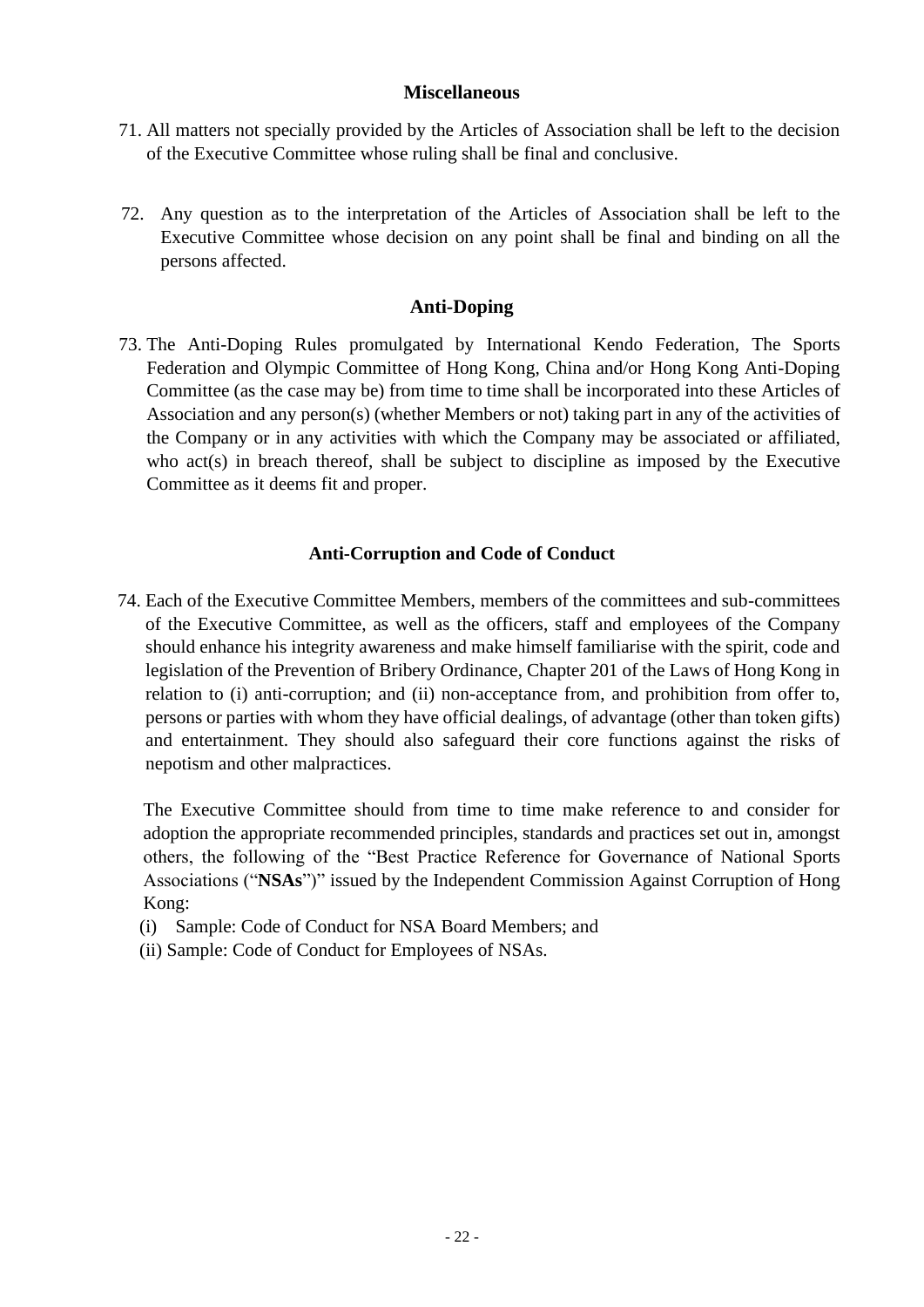## Miscellaneous

71. All matters not specially provided by the Articles of Association shall be left to the decision of the Executive Committee whose ruling shall be final and conclusive.

72. Any question as to the interpretation of the Articles of Association shall be left to the Executive Committee whose decision on any point shall be final and binding on all the persons affected.

## Anti-Doping

73. The Anti-Doping Rules promulgated by International Kendo Federation, The Sports Federation and Olympic Committee of Hong Kong, China and/or Hong Kong Anti-Doping Committee (as the case may be) from time to time shall be incorporated into these Articles of Association and any person(s) (whether Members or not) taking part in any of the activities of the Company or in any activities with which the Company may be associated or affiliated, who act(s) in breach thereof, shall be subject to discipline as imposed by the Executive Committee as it deems fit and proper.

## Anti-Corruption and Code of Conduct

74. Each of the Executive Committee Members, members of the committees and sub-committees of the Executive Committee, as well as the officers, staff and employees of the Company should enhance his integrity awareness and make himself familiarise with the spirit, code and legislation of the Prevention of Bribery Ordinance, Chapter 201 of the Laws of Hong Kong in relation to (i) anti-corruption; and (ii) non-acceptance from, and prohibition from offer to, persons or parties with whom they have official dealings, of advantage (other than token gifts) and entertainment. They should also safeguard their core functions against the risks of nepotism and other malpractices.

    The Executive Committee should from time to time make reference to and consider for adoption the appropriate recommended principles, standards and practices set out in, amongst others, the following of the "Best Practice Reference for Governance of National Sports Associations ("**NSAs**")" issued by the Independent Commission Against Corruption of Hong Kong:

    (i) Sample: Code of Conduct for NSA Board Members; and
    (ii) Sample: Code of Conduct for Employees of NSAs.